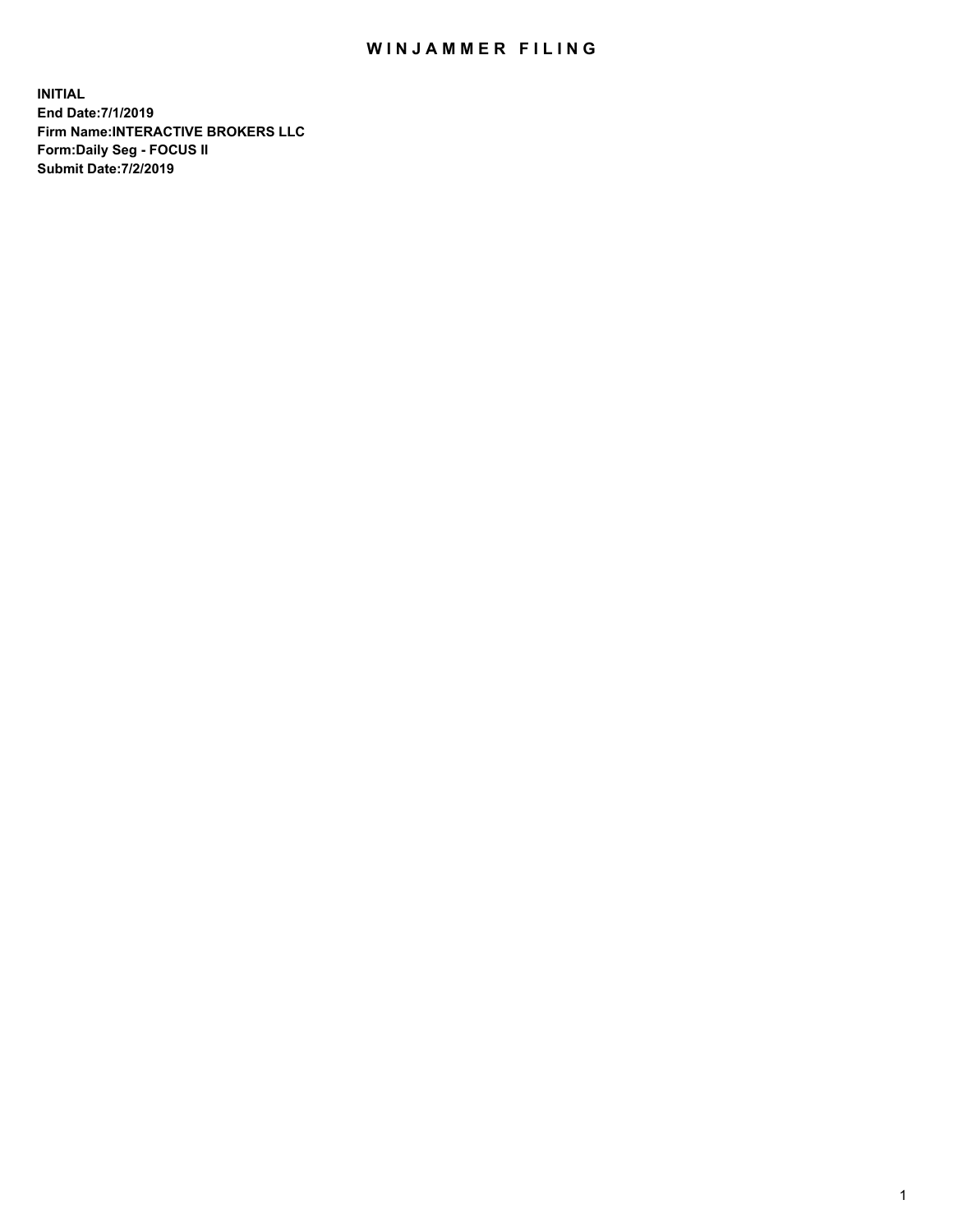# WINJAMMER FILING

**INITIAL**
**End Date:7/1/2019**
**Firm Name:INTERACTIVE BROKERS LLC**
**Form:Daily Seg - FOCUS II**
**Submit Date:7/2/2019**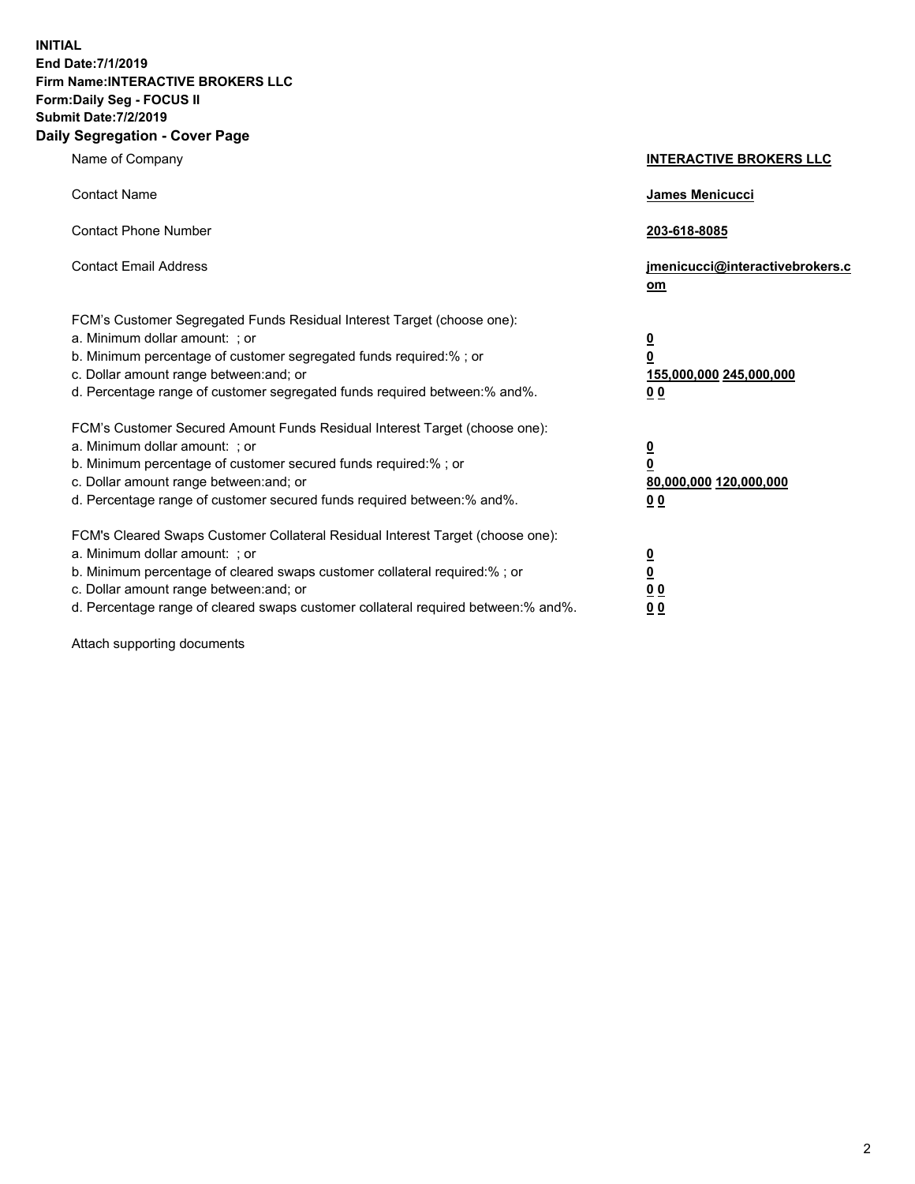**INITIAL**
**End Date:7/1/2019**
**Firm Name:INTERACTIVE BROKERS LLC**
**Form:Daily Seg - FOCUS II**
**Submit Date:7/2/2019**

## Daily Segregation - Cover Page

| | |
|---|---|
| Name of Company | **INTERACTIVE BROKERS LLC** |
| Contact Name | **James Menicucci** |
| Contact Phone Number | **203-618-8085** |
| Contact Email Address | **jmenicucci@interactivebrokers.com** |
| FCM's Customer Segregated Funds Residual Interest Target (choose one): | |
| a. Minimum dollar amount: ; or | **0** |
| b. Minimum percentage of customer segregated funds required:% ; or | **0** |
| c. Dollar amount range between:and; or | **155,000,000 245,000,000** |
| d. Percentage range of customer segregated funds required between:% and%. | **0 0** |
| FCM's Customer Secured Amount Funds Residual Interest Target (choose one): | |
| a. Minimum dollar amount: ; or | **0** |
| b. Minimum percentage of customer secured funds required:% ; or | **0** |
| c. Dollar amount range between:and; or | **80,000,000 120,000,000** |
| d. Percentage range of customer secured funds required between:% and%. | **0 0** |
| FCM's Cleared Swaps Customer Collateral Residual Interest Target (choose one): | |
| a. Minimum dollar amount: ; or | **0** |
| b. Minimum percentage of cleared swaps customer collateral required:% ; or | **0** |
| c. Dollar amount range between:and; or | **0 0** |
| d. Percentage range of cleared swaps customer collateral required between:% and%. | **0 0** |

Attach supporting documents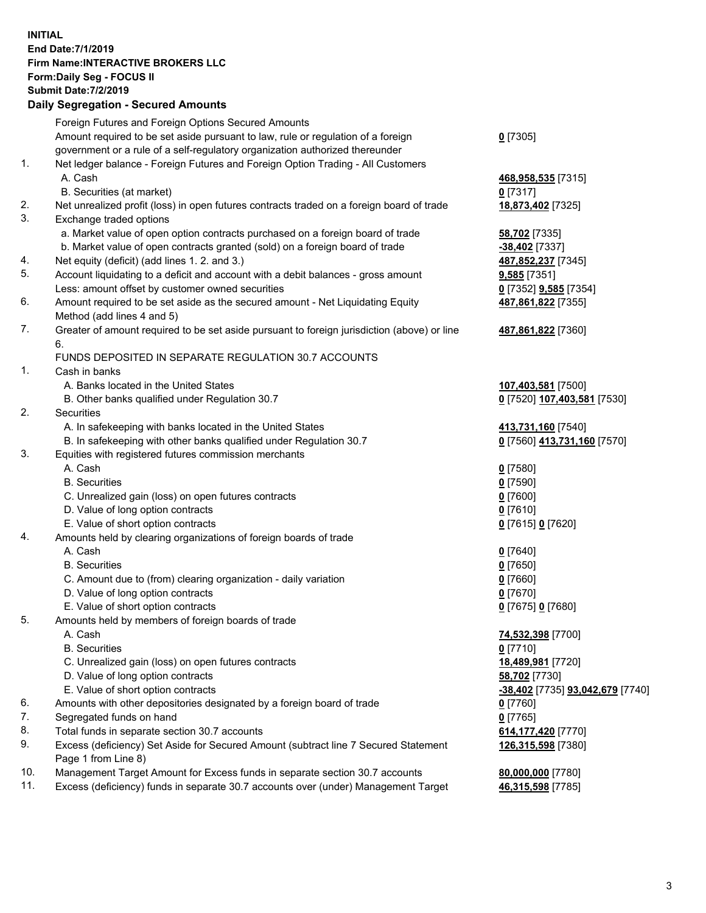**INITIAL**
**End Date:7/1/2019**
**Firm Name:INTERACTIVE BROKERS LLC**
**Form:Daily Seg - FOCUS II**
**Submit Date:7/2/2019**

## Daily Segregation - Secured Amounts

| | | |
|---|---|---|
| | Foreign Futures and Foreign Options Secured Amounts | |
| | Amount required to be set aside pursuant to law, rule or regulation of a foreign government or a rule of a self-regulatory organization authorized thereunder | **0** [7305] |
| 1. | Net ledger balance - Foreign Futures and Foreign Option Trading - All Customers | |
| | A. Cash | **468,958,535** [7315] |
| | B. Securities (at market) | **0** [7317] |
| 2. | Net unrealized profit (loss) in open futures contracts traded on a foreign board of trade | **18,873,402** [7325] |
| 3. | Exchange traded options | |
| | a. Market value of open option contracts purchased on a foreign board of trade | **58,702** [7335] |
| | b. Market value of open contracts granted (sold) on a foreign board of trade | **-38,402** [7337] |
| 4. | Net equity (deficit) (add lines 1. 2. and 3.) | **487,852,237** [7345] |
| 5. | Account liquidating to a deficit and account with a debit balances - gross amount | **9,585** [7351] |
| | Less: amount offset by customer owned securities | **0** [7352] **9,585** [7354] |
| 6. | Amount required to be set aside as the secured amount - Net Liquidating Equity Method (add lines 4 and 5) | **487,861,822** [7355] |
| 7. | Greater of amount required to be set aside pursuant to foreign jurisdiction (above) or line 6. | **487,861,822** [7360] |
| | FUNDS DEPOSITED IN SEPARATE REGULATION 30.7 ACCOUNTS | |
| 1. | Cash in banks | |
| | A. Banks located in the United States | **107,403,581** [7500] |
| | B. Other banks qualified under Regulation 30.7 | **0** [7520] **107,403,581** [7530] |
| 2. | Securities | |
| | A. In safekeeping with banks located in the United States | **413,731,160** [7540] |
| | B. In safekeeping with other banks qualified under Regulation 30.7 | **0** [7560] **413,731,160** [7570] |
| 3. | Equities with registered futures commission merchants | |
| | A. Cash | **0** [7580] |
| | B. Securities | **0** [7590] |
| | C. Unrealized gain (loss) on open futures contracts | **0** [7600] |
| | D. Value of long option contracts | **0** [7610] |
| | E. Value of short option contracts | **0** [7615] **0** [7620] |
| 4. | Amounts held by clearing organizations of foreign boards of trade | |
| | A. Cash | **0** [7640] |
| | B. Securities | **0** [7650] |
| | C. Amount due to (from) clearing organization - daily variation | **0** [7660] |
| | D. Value of long option contracts | **0** [7670] |
| | E. Value of short option contracts | **0** [7675] **0** [7680] |
| 5. | Amounts held by members of foreign boards of trade | |
| | A. Cash | **74,532,398** [7700] |
| | B. Securities | **0** [7710] |
| | C. Unrealized gain (loss) on open futures contracts | **18,489,981** [7720] |
| | D. Value of long option contracts | **58,702** [7730] |
| | E. Value of short option contracts | **-38,402** [7735] **93,042,679** [7740] |
| 6. | Amounts with other depositories designated by a foreign board of trade | **0** [7760] |
| 7. | Segregated funds on hand | **0** [7765] |
| 8. | Total funds in separate section 30.7 accounts | **614,177,420** [7770] |
| 9. | Excess (deficiency) Set Aside for Secured Amount (subtract line 7 Secured Statement Page 1 from Line 8) | **126,315,598** [7380] |
| 10. | Management Target Amount for Excess funds in separate section 30.7 accounts | **80,000,000** [7780] |
| 11. | Excess (deficiency) funds in separate 30.7 accounts over (under) Management Target | **46,315,598** [7785] |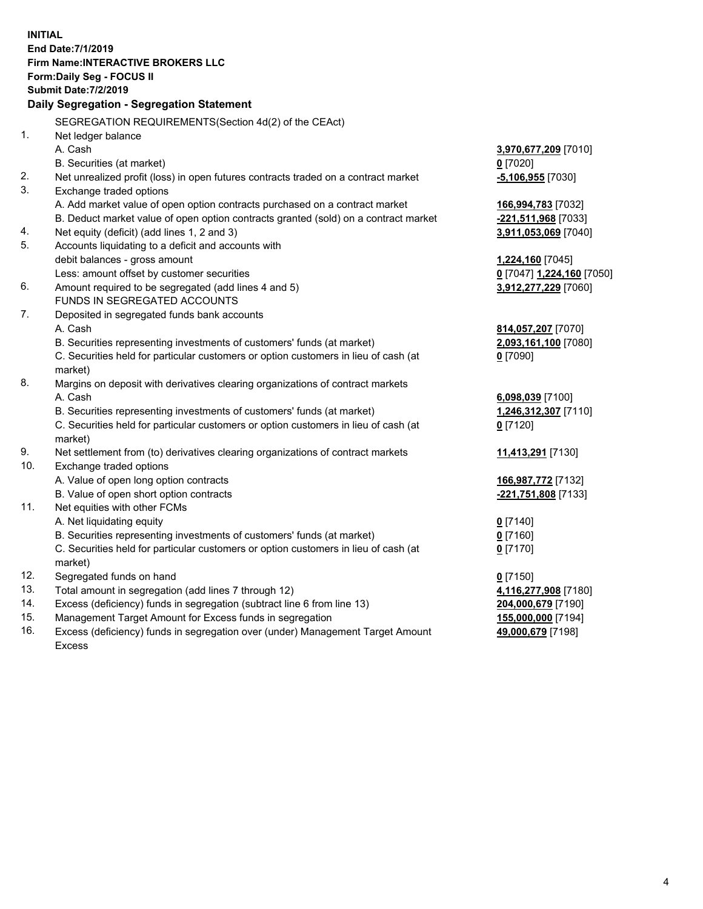**INITIAL**
**End Date:7/1/2019**
**Firm Name:INTERACTIVE BROKERS LLC**
**Form:Daily Seg - FOCUS II**
**Submit Date:7/2/2019**
**Daily Segregation - Segregation Statement**

SEGREGATION REQUIREMENTS(Section 4d(2) of the CEAct)

| | | |
|---|---|---|
| 1. | Net ledger balance | |
| | A. Cash | **3,970,677,209** [7010] |
| | B. Securities (at market) | **0** [7020] |
| 2. | Net unrealized profit (loss) in open futures contracts traded on a contract market | **-5,106,955** [7030] |
| 3. | Exchange traded options | |
| | A. Add market value of open option contracts purchased on a contract market | **166,994,783** [7032] |
| | B. Deduct market value of open option contracts granted (sold) on a contract market | **-221,511,968** [7033] |
| 4. | Net equity (deficit) (add lines 1, 2 and 3) | **3,911,053,069** [7040] |
| 5. | Accounts liquidating to a deficit and accounts with debit balances - gross amount | **1,224,160** [7045] |
| | Less: amount offset by customer securities | **0** [7047] **1,224,160** [7050] |
| 6. | Amount required to be segregated (add lines 4 and 5) | **3,912,277,229** [7060] |
| | FUNDS IN SEGREGATED ACCOUNTS | |
| 7. | Deposited in segregated funds bank accounts | |
| | A. Cash | **814,057,207** [7070] |
| | B. Securities representing investments of customers' funds (at market) | **2,093,161,100** [7080] |
| | C. Securities held for particular customers or option customers in lieu of cash (at market) | **0** [7090] |
| 8. | Margins on deposit with derivatives clearing organizations of contract markets | |
| | A. Cash | **6,098,039** [7100] |
| | B. Securities representing investments of customers' funds (at market) | **1,246,312,307** [7110] |
| | C. Securities held for particular customers or option customers in lieu of cash (at market) | **0** [7120] |
| 9. | Net settlement from (to) derivatives clearing organizations of contract markets | **11,413,291** [7130] |
| 10. | Exchange traded options | |
| | A. Value of open long option contracts | **166,987,772** [7132] |
| | B. Value of open short option contracts | **-221,751,808** [7133] |
| 11. | Net equities with other FCMs | |
| | A. Net liquidating equity | **0** [7140] |
| | B. Securities representing investments of customers' funds (at market) | **0** [7160] |
| | C. Securities held for particular customers or option customers in lieu of cash (at market) | **0** [7170] |
| 12. | Segregated funds on hand | **0** [7150] |
| 13. | Total amount in segregation (add lines 7 through 12) | **4,116,277,908** [7180] |
| 14. | Excess (deficiency) funds in segregation (subtract line 6 from line 13) | **204,000,679** [7190] |
| 15. | Management Target Amount for Excess funds in segregation | **155,000,000** [7194] |
| 16. | Excess (deficiency) funds in segregation over (under) Management Target Amount Excess | **49,000,679** [7198] |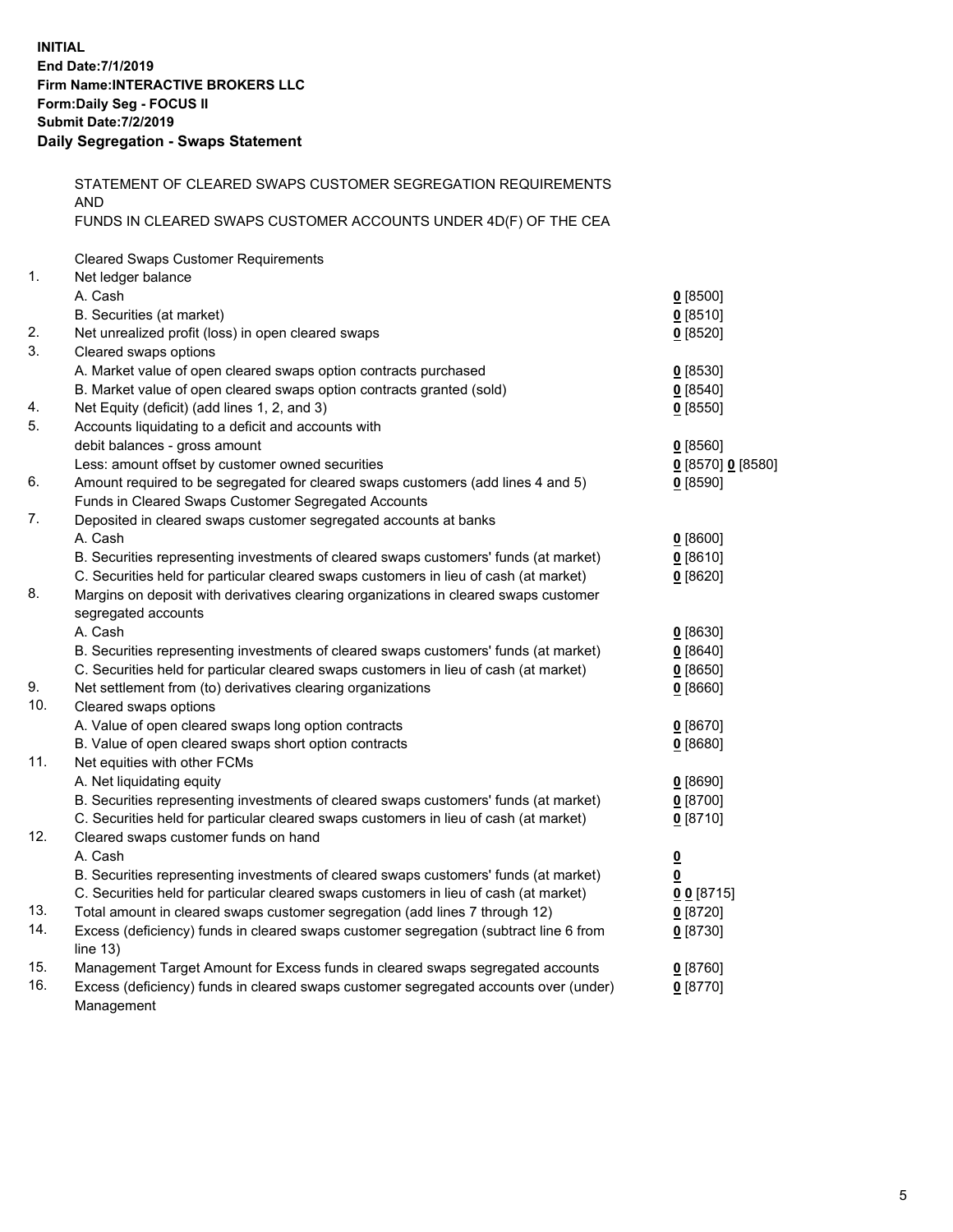**INITIAL**
**End Date:7/1/2019**
**Firm Name:INTERACTIVE BROKERS LLC**
**Form:Daily Seg - FOCUS II**
**Submit Date:7/2/2019**
**Daily Segregation - Swaps Statement**

STATEMENT OF CLEARED SWAPS CUSTOMER SEGREGATION REQUIREMENTS
AND
FUNDS IN CLEARED SWAPS CUSTOMER ACCOUNTS UNDER 4D(F) OF THE CEA

| | | |
|---|---|---|
| | Cleared Swaps Customer Requirements | |
| 1. | Net ledger balance | |
| | A. Cash | 0 [8500] |
| | B. Securities (at market) | 0 [8510] |
| 2. | Net unrealized profit (loss) in open cleared swaps | 0 [8520] |
| 3. | Cleared swaps options | |
| | A. Market value of open cleared swaps option contracts purchased | 0 [8530] |
| | B. Market value of open cleared swaps option contracts granted (sold) | 0 [8540] |
| 4. | Net Equity (deficit) (add lines 1, 2, and 3) | 0 [8550] |
| 5. | Accounts liquidating to a deficit and accounts with | |
| | debit balances - gross amount | 0 [8560] |
| | Less: amount offset by customer owned securities | 0 [8570] 0 [8580] |
| 6. | Amount required to be segregated for cleared swaps customers (add lines 4 and 5) | 0 [8590] |
| | Funds in Cleared Swaps Customer Segregated Accounts | |
| 7. | Deposited in cleared swaps customer segregated accounts at banks | |
| | A. Cash | 0 [8600] |
| | B. Securities representing investments of cleared swaps customers' funds (at market) | 0 [8610] |
| | C. Securities held for particular cleared swaps customers in lieu of cash (at market) | 0 [8620] |
| 8. | Margins on deposit with derivatives clearing organizations in cleared swaps customer segregated accounts | |
| | A. Cash | 0 [8630] |
| | B. Securities representing investments of cleared swaps customers' funds (at market) | 0 [8640] |
| | C. Securities held for particular cleared swaps customers in lieu of cash (at market) | 0 [8650] |
| 9. | Net settlement from (to) derivatives clearing organizations | 0 [8660] |
| 10. | Cleared swaps options | |
| | A. Value of open cleared swaps long option contracts | 0 [8670] |
| | B. Value of open cleared swaps short option contracts | 0 [8680] |
| 11. | Net equities with other FCMs | |
| | A. Net liquidating equity | 0 [8690] |
| | B. Securities representing investments of cleared swaps customers' funds (at market) | 0 [8700] |
| | C. Securities held for particular cleared swaps customers in lieu of cash (at market) | 0 [8710] |
| 12. | Cleared swaps customer funds on hand | |
| | A. Cash | 0 |
| | B. Securities representing investments of cleared swaps customers' funds (at market) | 0 |
| | C. Securities held for particular cleared swaps customers in lieu of cash (at market) | 0 0 [8715] |
| 13. | Total amount in cleared swaps customer segregation (add lines 7 through 12) | 0 [8720] |
| 14. | Excess (deficiency) funds in cleared swaps customer segregation (subtract line 6 from line 13) | 0 [8730] |
| 15. | Management Target Amount for Excess funds in cleared swaps segregated accounts | 0 [8760] |
| 16. | Excess (deficiency) funds in cleared swaps customer segregated accounts over (under) Management | 0 [8770] |